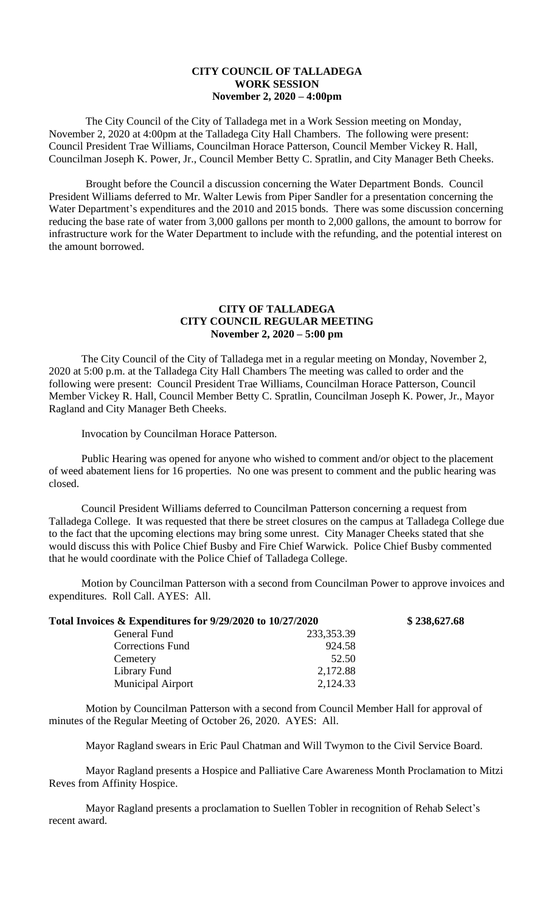# CITY COUNCIL OF TALLADEGA
## WORK SESSION
### November 2, 2020 – 4:00pm

The City Council of the City of Talladega met in a Work Session meeting on Monday, November 2, 2020 at 4:00pm at the Talladega City Hall Chambers. The following were present: Council President Trae Williams, Councilman Horace Patterson, Council Member Vickey R. Hall, Councilman Joseph K. Power, Jr., Council Member Betty C. Spratlin, and City Manager Beth Cheeks.

Brought before the Council a discussion concerning the Water Department Bonds. Council President Williams deferred to Mr. Walter Lewis from Piper Sandler for a presentation concerning the Water Department's expenditures and the 2010 and 2015 bonds. There was some discussion concerning reducing the base rate of water from 3,000 gallons per month to 2,000 gallons, the amount to borrow for infrastructure work for the Water Department to include with the refunding, and the potential interest on the amount borrowed.

# CITY OF TALLADEGA
## CITY COUNCIL REGULAR MEETING
### November 2, 2020 – 5:00 pm

The City Council of the City of Talladega met in a regular meeting on Monday, November 2, 2020 at 5:00 p.m. at the Talladega City Hall Chambers The meeting was called to order and the following were present: Council President Trae Williams, Councilman Horace Patterson, Council Member Vickey R. Hall, Council Member Betty C. Spratlin, Councilman Joseph K. Power, Jr., Mayor Ragland and City Manager Beth Cheeks.

Invocation by Councilman Horace Patterson.

Public Hearing was opened for anyone who wished to comment and/or object to the placement of weed abatement liens for 16 properties. No one was present to comment and the public hearing was closed.

Council President Williams deferred to Councilman Patterson concerning a request from Talladega College. It was requested that there be street closures on the campus at Talladega College due to the fact that the upcoming elections may bring some unrest. City Manager Cheeks stated that she would discuss this with Police Chief Busby and Fire Chief Warwick. Police Chief Busby commented that he would coordinate with the Police Chief of Talladega College.

Motion by Councilman Patterson with a second from Councilman Power to approve invoices and expenditures. Roll Call. AYES: All.

| **Total Invoices & Expenditures for 9/29/2020 to 10/27/2020** | | **$ 238,627.68** |
|---|---|---|
| General Fund | 233,353.39 | |
| Corrections Fund | 924.58 | |
| Cemetery | 52.50 | |
| Library Fund | 2,172.88 | |
| Municipal Airport | 2,124.33 | |

Motion by Councilman Patterson with a second from Council Member Hall for approval of minutes of the Regular Meeting of October 26, 2020. AYES: All.

Mayor Ragland swears in Eric Paul Chatman and Will Twymon to the Civil Service Board.

Mayor Ragland presents a Hospice and Palliative Care Awareness Month Proclamation to Mitzi Reves from Affinity Hospice.

Mayor Ragland presents a proclamation to Suellen Tobler in recognition of Rehab Select's recent award.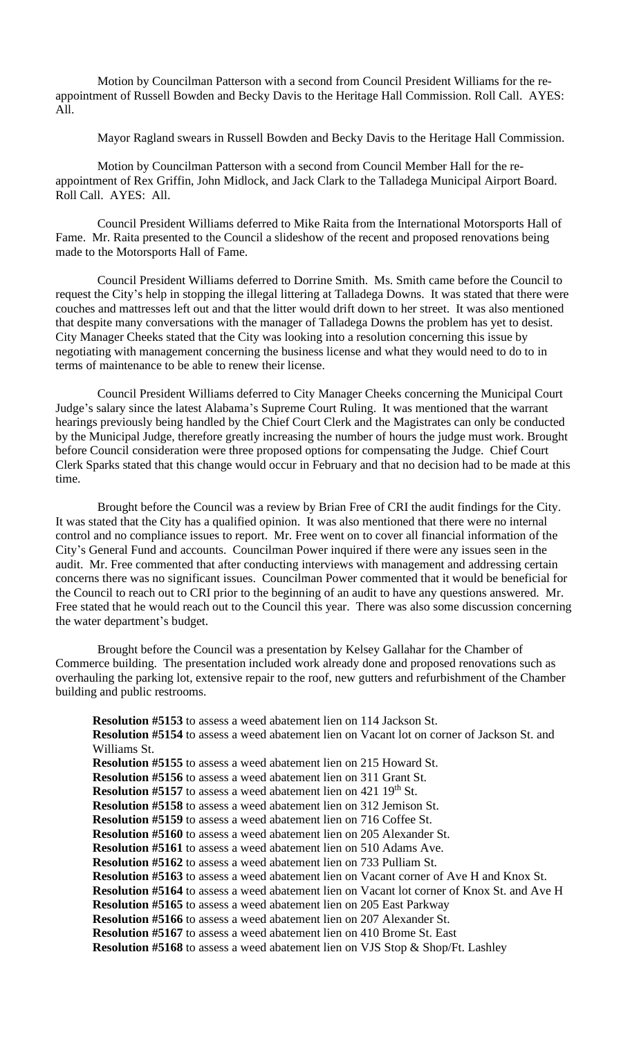Motion by Councilman Patterson with a second from Council President Williams for the re-appointment of Russell Bowden and Becky Davis to the Heritage Hall Commission. Roll Call. AYES: All.

Mayor Ragland swears in Russell Bowden and Becky Davis to the Heritage Hall Commission.

Motion by Councilman Patterson with a second from Council Member Hall for the re-appointment of Rex Griffin, John Midlock, and Jack Clark to the Talladega Municipal Airport Board. Roll Call. AYES: All.

Council President Williams deferred to Mike Raita from the International Motorsports Hall of Fame. Mr. Raita presented to the Council a slideshow of the recent and proposed renovations being made to the Motorsports Hall of Fame.

Council President Williams deferred to Dorrine Smith. Ms. Smith came before the Council to request the City's help in stopping the illegal littering at Talladega Downs. It was stated that there were couches and mattresses left out and that the litter would drift down to her street. It was also mentioned that despite many conversations with the manager of Talladega Downs the problem has yet to desist. City Manager Cheeks stated that the City was looking into a resolution concerning this issue by negotiating with management concerning the business license and what they would need to do to in terms of maintenance to be able to renew their license.

Council President Williams deferred to City Manager Cheeks concerning the Municipal Court Judge's salary since the latest Alabama's Supreme Court Ruling. It was mentioned that the warrant hearings previously being handled by the Chief Court Clerk and the Magistrates can only be conducted by the Municipal Judge, therefore greatly increasing the number of hours the judge must work. Brought before Council consideration were three proposed options for compensating the Judge. Chief Court Clerk Sparks stated that this change would occur in February and that no decision had to be made at this time.

Brought before the Council was a review by Brian Free of CRI the audit findings for the City. It was stated that the City has a qualified opinion. It was also mentioned that there were no internal control and no compliance issues to report. Mr. Free went on to cover all financial information of the City's General Fund and accounts. Councilman Power inquired if there were any issues seen in the audit. Mr. Free commented that after conducting interviews with management and addressing certain concerns there was no significant issues. Councilman Power commented that it would be beneficial for the Council to reach out to CRI prior to the beginning of an audit to have any questions answered. Mr. Free stated that he would reach out to the Council this year. There was also some discussion concerning the water department's budget.

Brought before the Council was a presentation by Kelsey Gallahar for the Chamber of Commerce building. The presentation included work already done and proposed renovations such as overhauling the parking lot, extensive repair to the roof, new gutters and refurbishment of the Chamber building and public restrooms.

**Resolution #5153** to assess a weed abatement lien on 114 Jackson St.
**Resolution #5154** to assess a weed abatement lien on Vacant lot on corner of Jackson St. and Williams St.
**Resolution #5155** to assess a weed abatement lien on 215 Howard St.
**Resolution #5156** to assess a weed abatement lien on 311 Grant St.
**Resolution #5157** to assess a weed abatement lien on 421 19th St.
**Resolution #5158** to assess a weed abatement lien on 312 Jemison St.
**Resolution #5159** to assess a weed abatement lien on 716 Coffee St.
**Resolution #5160** to assess a weed abatement lien on 205 Alexander St.
**Resolution #5161** to assess a weed abatement lien on 510 Adams Ave.
**Resolution #5162** to assess a weed abatement lien on 733 Pulliam St.
**Resolution #5163** to assess a weed abatement lien on Vacant corner of Ave H and Knox St.
**Resolution #5164** to assess a weed abatement lien on Vacant lot corner of Knox St. and Ave H
**Resolution #5165** to assess a weed abatement lien on 205 East Parkway
**Resolution #5166** to assess a weed abatement lien on 207 Alexander St.
**Resolution #5167** to assess a weed abatement lien on 410 Brome St. East
**Resolution #5168** to assess a weed abatement lien on VJS Stop & Shop/Ft. Lashley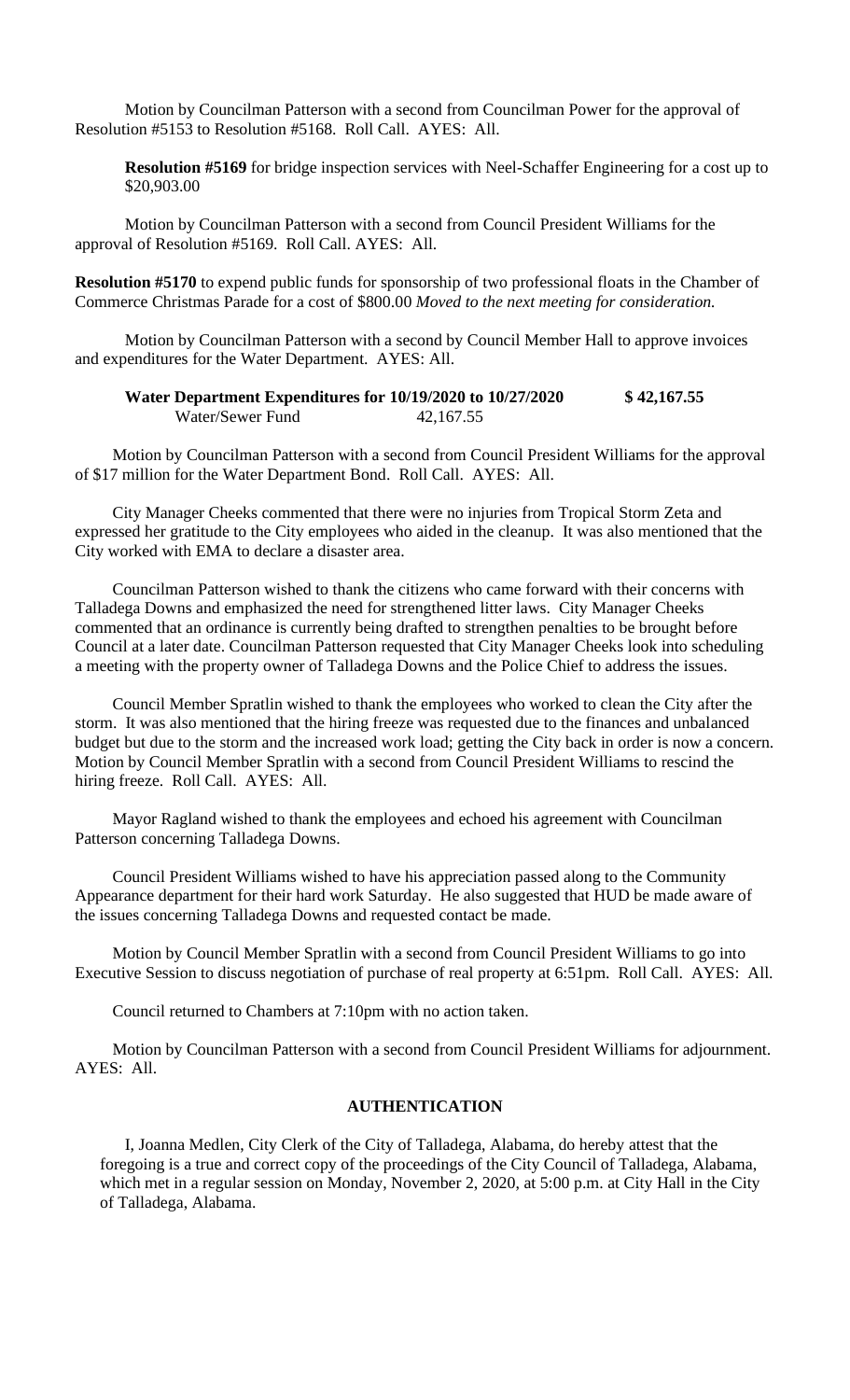Motion by Councilman Patterson with a second from Councilman Power for the approval of Resolution #5153 to Resolution #5168. Roll Call. AYES: All.

**Resolution #5169** for bridge inspection services with Neel-Schaffer Engineering for a cost up to $20,903.00

Motion by Councilman Patterson with a second from Council President Williams for the approval of Resolution #5169. Roll Call. AYES: All.

**Resolution #5170** to expend public funds for sponsorship of two professional floats in the Chamber of Commerce Christmas Parade for a cost of $800.00 *Moved to the next meeting for consideration.*

Motion by Councilman Patterson with a second by Council Member Hall to approve invoices and expenditures for the Water Department. AYES: All.

| | | |
|---|---|---|
| **Water Department Expenditures for 10/19/2020 to 10/27/2020** | | **$ 42,167.55** |
| Water/Sewer Fund | 42,167.55 | |

Motion by Councilman Patterson with a second from Council President Williams for the approval of $17 million for the Water Department Bond. Roll Call. AYES: All.

City Manager Cheeks commented that there were no injuries from Tropical Storm Zeta and expressed her gratitude to the City employees who aided in the cleanup. It was also mentioned that the City worked with EMA to declare a disaster area.

Councilman Patterson wished to thank the citizens who came forward with their concerns with Talladega Downs and emphasized the need for strengthened litter laws. City Manager Cheeks commented that an ordinance is currently being drafted to strengthen penalties to be brought before Council at a later date. Councilman Patterson requested that City Manager Cheeks look into scheduling a meeting with the property owner of Talladega Downs and the Police Chief to address the issues.

Council Member Spratlin wished to thank the employees who worked to clean the City after the storm. It was also mentioned that the hiring freeze was requested due to the finances and unbalanced budget but due to the storm and the increased work load; getting the City back in order is now a concern. Motion by Council Member Spratlin with a second from Council President Williams to rescind the hiring freeze. Roll Call. AYES: All.

Mayor Ragland wished to thank the employees and echoed his agreement with Councilman Patterson concerning Talladega Downs.

Council President Williams wished to have his appreciation passed along to the Community Appearance department for their hard work Saturday. He also suggested that HUD be made aware of the issues concerning Talladega Downs and requested contact be made.

Motion by Council Member Spratlin with a second from Council President Williams to go into Executive Session to discuss negotiation of purchase of real property at 6:51pm. Roll Call. AYES: All.

Council returned to Chambers at 7:10pm with no action taken.

Motion by Councilman Patterson with a second from Council President Williams for adjournment. AYES: All.

## AUTHENTICATION

I, Joanna Medlen, City Clerk of the City of Talladega, Alabama, do hereby attest that the foregoing is a true and correct copy of the proceedings of the City Council of Talladega, Alabama, which met in a regular session on Monday, November 2, 2020, at 5:00 p.m. at City Hall in the City of Talladega, Alabama.